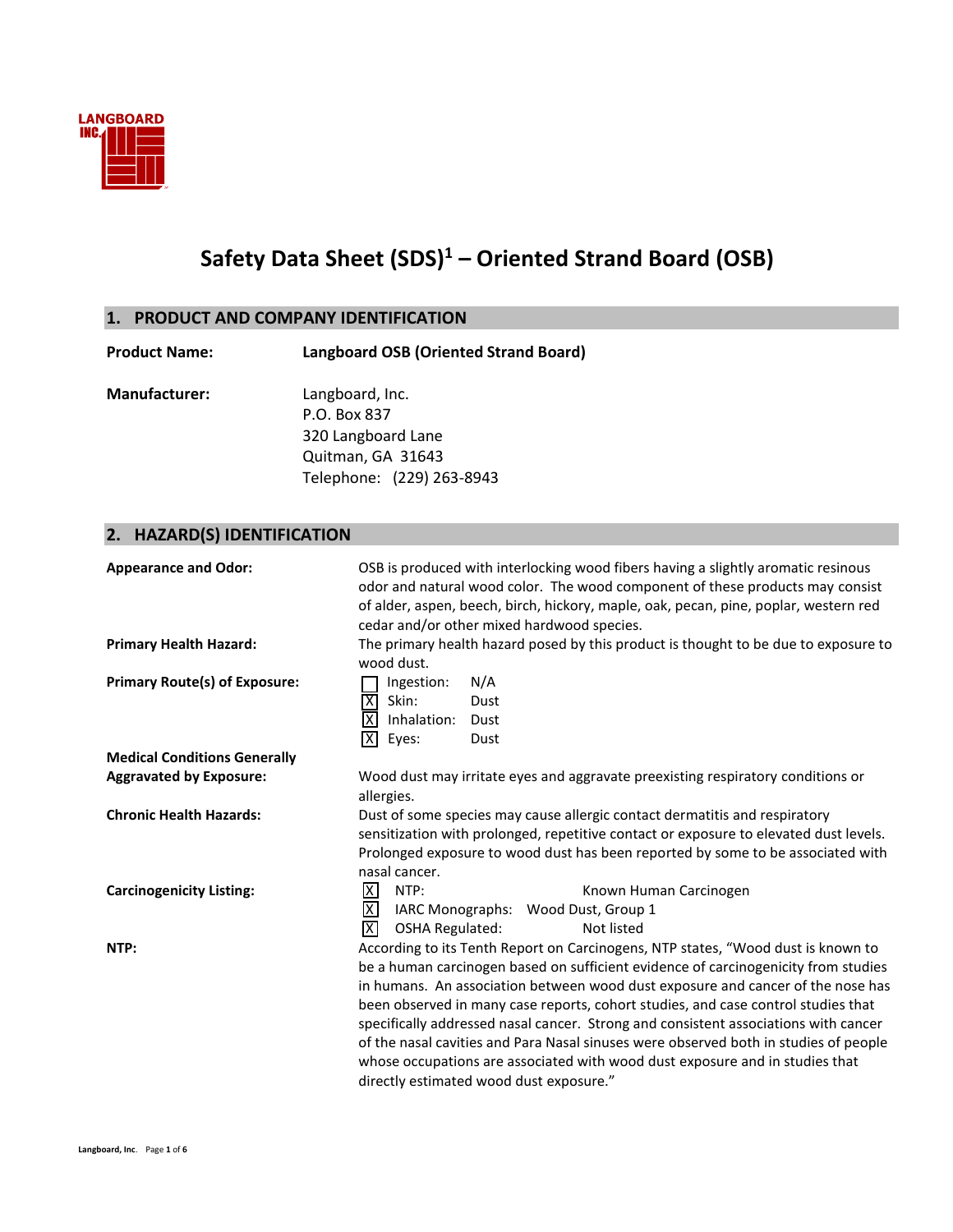LANGBOARD INC.

# Safety Data Sheet (SDS)[1] – Oriented Strand Board (OSB)

## 1. PRODUCT AND COMPANY IDENTIFICATION

**Product Name:** **Langboard OSB (Oriented Strand Board)**

**Manufacturer:**
Langboard, Inc.
P.O. Box 837
320 Langboard Lane
Quitman, GA 31643
Telephone: (229) 263-8943

## 2. HAZARD(S) IDENTIFICATION

**Appearance and Odor:** OSB is produced with interlocking wood fibers having a slightly aromatic resinous odor and natural wood color. The wood component of these products may consist of alder, aspen, beech, birch, hickory, maple, oak, pecan, pine, poplar, western red cedar and/or other mixed hardwood species.

**Primary Health Hazard:** The primary health hazard posed by this product is thought to be due to exposure to wood dust.

**Primary Route(s) of Exposure:**

- [ ] Ingestion: N/A
- [X] Skin: Dust
- [X] Inhalation: Dust
- [X] Eyes: Dust

**Medical Conditions Generally Aggravated by Exposure:** Wood dust may irritate eyes and aggravate preexisting respiratory conditions or allergies.

**Chronic Health Hazards:** Dust of some species may cause allergic contact dermatitis and respiratory sensitization with prolonged, repetitive contact or exposure to elevated dust levels. Prolonged exposure to wood dust has been reported by some to be associated with nasal cancer.

**Carcinogenicity Listing:**

- [X] NTP: Known Human Carcinogen
- [X] IARC Monographs: Wood Dust, Group 1
- [X] OSHA Regulated: Not listed

**NTP:** According to its Tenth Report on Carcinogens, NTP states, "Wood dust is known to be a human carcinogen based on sufficient evidence of carcinogenicity from studies in humans. An association between wood dust exposure and cancer of the nose has been observed in many case reports, cohort studies, and case control studies that specifically addressed nasal cancer. Strong and consistent associations with cancer of the nasal cavities and Para Nasal sinuses were observed both in studies of people whose occupations are associated with wood dust exposure and in studies that directly estimated wood dust exposure."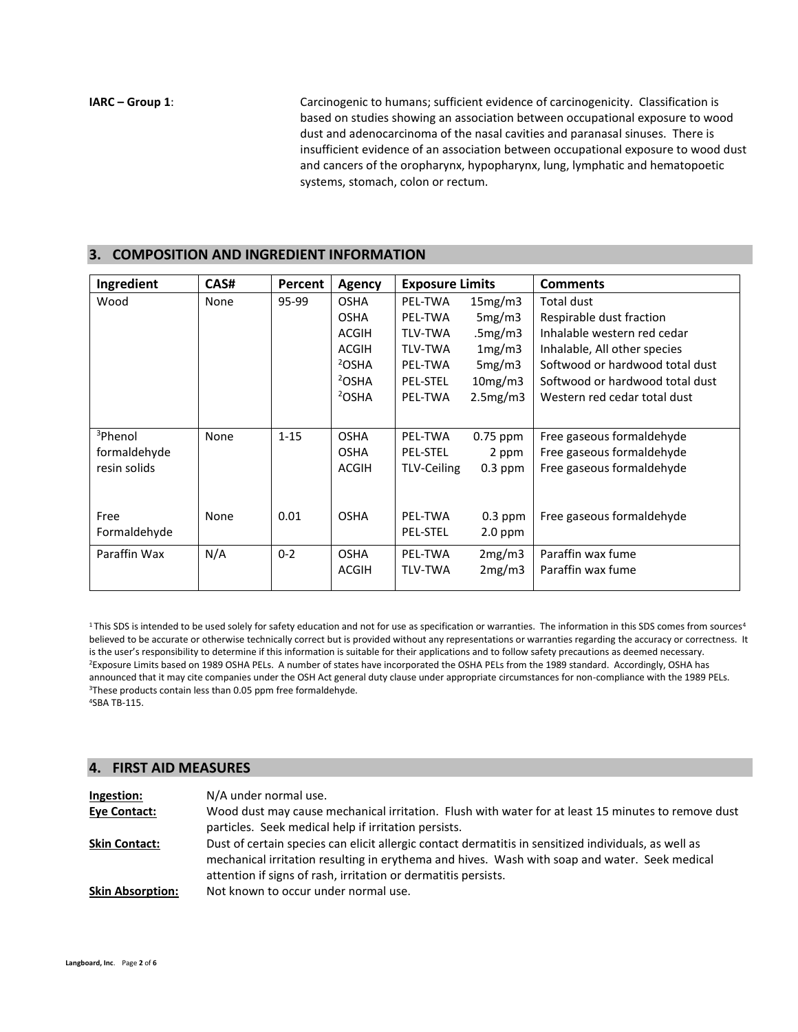**IARC – Group 1**: Carcinogenic to humans; sufficient evidence of carcinogenicity. Classification is based on studies showing an association between occupational exposure to wood dust and adenocarcinoma of the nasal cavities and paranasal sinuses. There is insufficient evidence of an association between occupational exposure to wood dust and cancers of the oropharynx, hypopharynx, lung, lymphatic and hematopoetic systems, stomach, colon or rectum.

## 3. COMPOSITION AND INGREDIENT INFORMATION

| Ingredient | CAS# | Percent | Agency | Exposure Limits | | Comments |
|---|---|---|---|---|---|---|
| Wood | None | 95-99 | OSHA | PEL-TWA | 15mg/m3 | Total dust |
| | | | OSHA | PEL-TWA | 5mg/m3 | Respirable dust fraction |
| | | | ACGIH | TLV-TWA | .5mg/m3 | Inhalable western red cedar |
| | | | ACGIH | TLV-TWA | 1mg/m3 | Inhalable, All other species |
| | | | [2]OSHA | PEL-TWA | 5mg/m3 | Softwood or hardwood total dust |
| | | | [2]OSHA | PEL-STEL | 10mg/m3 | Softwood or hardwood total dust |
| | | | [2]OSHA | PEL-TWA | 2.5mg/m3 | Western red cedar total dust |
| [3]Phenol formaldehyde resin solids | None | 1-15 | OSHA | PEL-TWA | 0.75 ppm | Free gaseous formaldehyde |
| | | | OSHA | PEL-STEL | 2 ppm | Free gaseous formaldehyde |
| | | | ACGIH | TLV-Ceiling | 0.3 ppm | Free gaseous formaldehyde |
| Free Formaldehyde | None | 0.01 | OSHA | PEL-TWA | 0.3 ppm | Free gaseous formaldehyde |
| | | | | PEL-STEL | 2.0 ppm | |
| Paraffin Wax | N/A | 0-2 | OSHA | PEL-TWA | 2mg/m3 | Paraffin wax fume |
| | | | ACGIH | TLV-TWA | 2mg/m3 | Paraffin wax fume |

[1] This SDS is intended to be used solely for safety education and not for use as specification or warranties. The information in this SDS comes from sources[4] believed to be accurate or otherwise technically correct but is provided without any representations or warranties regarding the accuracy or correctness. It is the user's responsibility to determine if this information is suitable for their applications and to follow safety precautions as deemed necessary.
[2]Exposure Limits based on 1989 OSHA PELs. A number of states have incorporated the OSHA PELs from the 1989 standard. Accordingly, OSHA has announced that it may cite companies under the OSH Act general duty clause under appropriate circumstances for non-compliance with the 1989 PELs.
[3]These products contain less than 0.05 ppm free formaldehyde.
[4]SBA TB-115.

## 4. FIRST AID MEASURES

**Ingestion:** N/A under normal use.

**Eye Contact:** Wood dust may cause mechanical irritation. Flush with water for at least 15 minutes to remove dust particles. Seek medical help if irritation persists.

**Skin Contact:** Dust of certain species can elicit allergic contact dermatitis in sensitized individuals, as well as mechanical irritation resulting in erythema and hives. Wash with soap and water. Seek medical attention if signs of rash, irritation or dermatitis persists.

**Skin Absorption:** Not known to occur under normal use.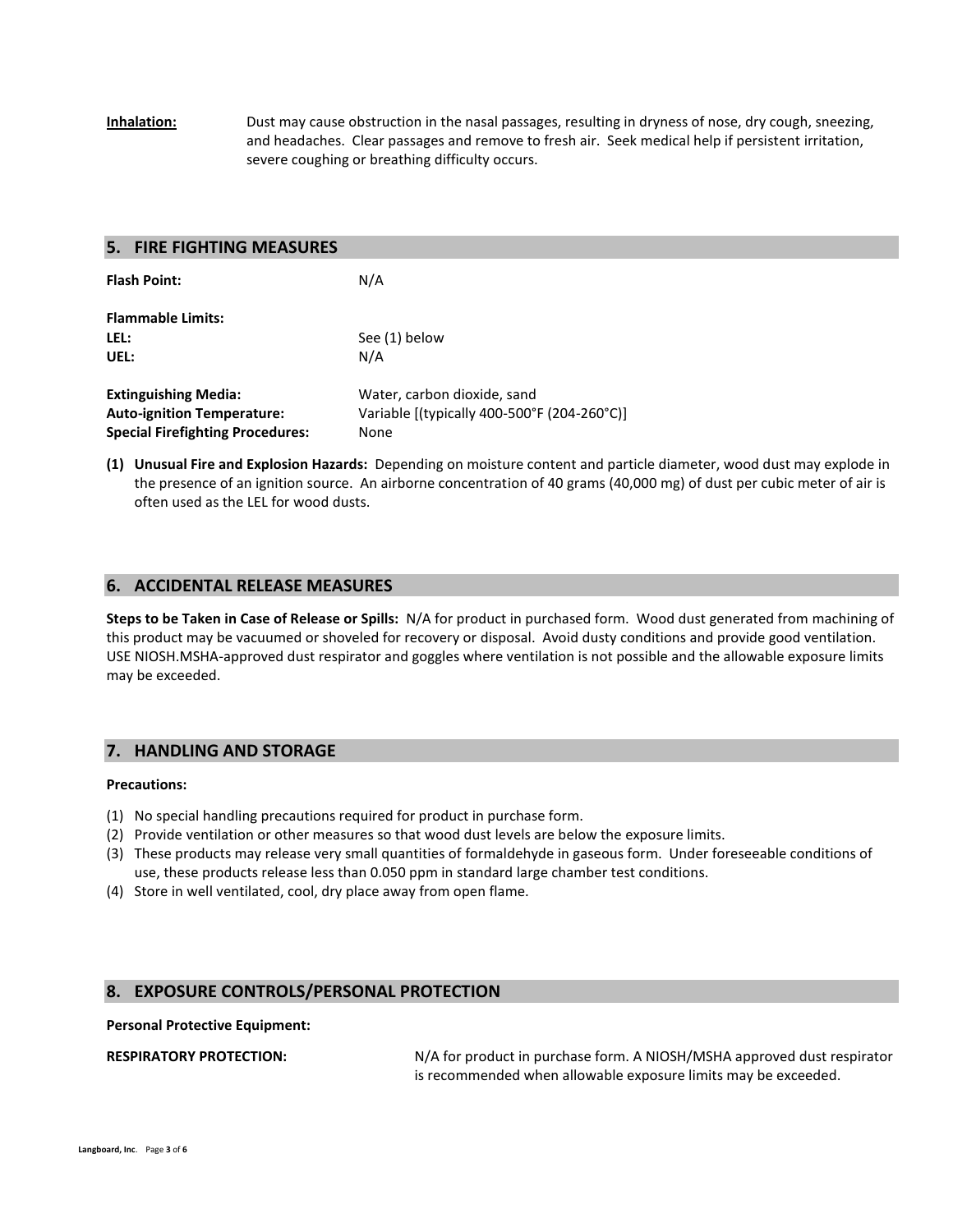**Inhalation:** Dust may cause obstruction in the nasal passages, resulting in dryness of nose, dry cough, sneezing, and headaches. Clear passages and remove to fresh air. Seek medical help if persistent irritation, severe coughing or breathing difficulty occurs.

## 5. FIRE FIGHTING MEASURES

**Flash Point:** N/A

**Flammable Limits:**
**LEL:** See (1) below
**UEL:** N/A

**Extinguishing Media:** Water, carbon dioxide, sand
**Auto-ignition Temperature:** Variable [(typically 400-500°F (204-260°C)]
**Special Firefighting Procedures:** None

**(1) Unusual Fire and Explosion Hazards:** Depending on moisture content and particle diameter, wood dust may explode in the presence of an ignition source. An airborne concentration of 40 grams (40,000 mg) of dust per cubic meter of air is often used as the LEL for wood dusts.

## 6. ACCIDENTAL RELEASE MEASURES

**Steps to be Taken in Case of Release or Spills:** N/A for product in purchased form. Wood dust generated from machining of this product may be vacuumed or shoveled for recovery or disposal. Avoid dusty conditions and provide good ventilation. USE NIOSH.MSHA-approved dust respirator and goggles where ventilation is not possible and the allowable exposure limits may be exceeded.

## 7. HANDLING AND STORAGE

**Precautions:**

(1) No special handling precautions required for product in purchase form.
(2) Provide ventilation or other measures so that wood dust levels are below the exposure limits.
(3) These products may release very small quantities of formaldehyde in gaseous form. Under foreseeable conditions of use, these products release less than 0.050 ppm in standard large chamber test conditions.
(4) Store in well ventilated, cool, dry place away from open flame.

## 8. EXPOSURE CONTROLS/PERSONAL PROTECTION

**Personal Protective Equipment:**

**RESPIRATORY PROTECTION:** N/A for product in purchase form. A NIOSH/MSHA approved dust respirator is recommended when allowable exposure limits may be exceeded.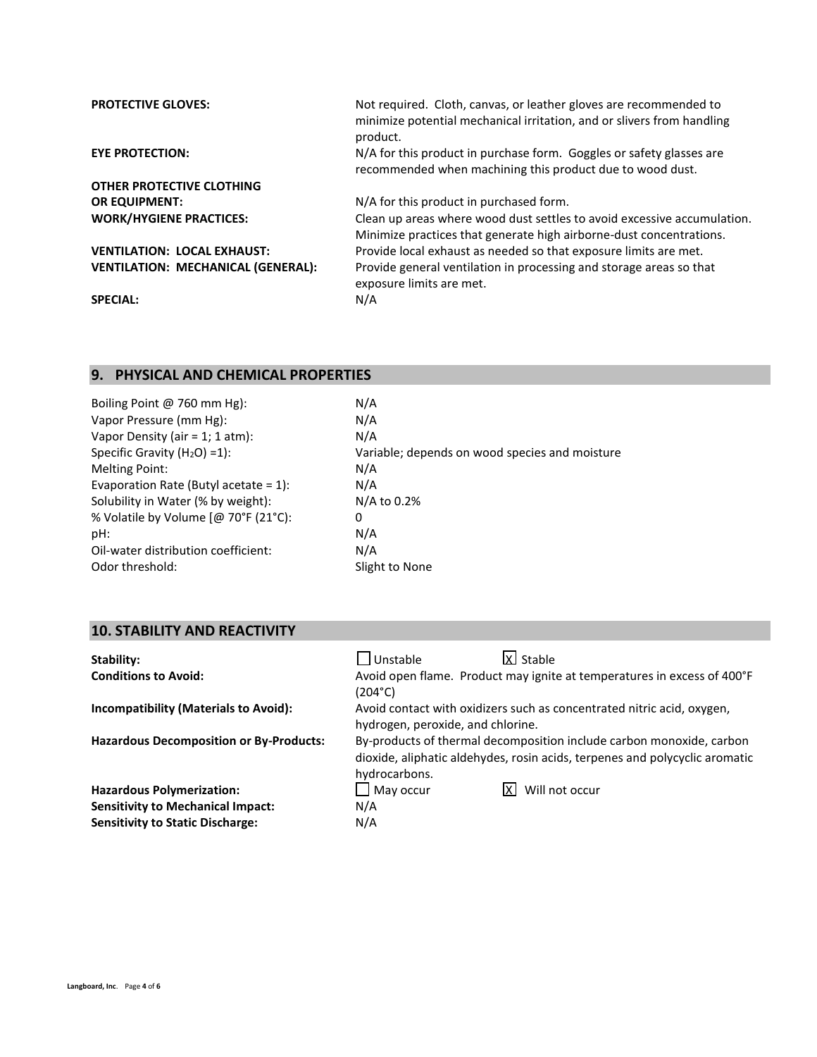| | |
|---|---|
| **PROTECTIVE GLOVES:** | Not required. Cloth, canvas, or leather gloves are recommended to minimize potential mechanical irritation, and or slivers from handling product. |
| **EYE PROTECTION:** | N/A for this product in purchase form. Goggles or safety glasses are recommended when machining this product due to wood dust. |
| **OTHER PROTECTIVE CLOTHING OR EQUIPMENT:** | N/A for this product in purchased form. |
| **WORK/HYGIENE PRACTICES:** | Clean up areas where wood dust settles to avoid excessive accumulation. Minimize practices that generate high airborne-dust concentrations. |
| **VENTILATION: LOCAL EXHAUST:** | Provide local exhaust as needed so that exposure limits are met. |
| **VENTILATION: MECHANICAL (GENERAL):** | Provide general ventilation in processing and storage areas so that exposure limits are met. |
| **SPECIAL:** | N/A |

## 9. PHYSICAL AND CHEMICAL PROPERTIES

| | |
|---|---|
| Boiling Point @ 760 mm Hg): | N/A |
| Vapor Pressure (mm Hg): | N/A |
| Vapor Density (air = 1; 1 atm): | N/A |
| Specific Gravity ($H_2O$) =1): | Variable; depends on wood species and moisture |
| Melting Point: | N/A |
| Evaporation Rate (Butyl acetate = 1): | N/A |
| Solubility in Water (% by weight): | N/A to 0.2% |
| % Volatile by Volume [@ 70°F (21°C): | 0 |
| pH: | N/A |
| Oil-water distribution coefficient: | N/A |
| Odor threshold: | Slight to None |

## 10. STABILITY AND REACTIVITY

| | |
|---|---|
| **Stability:** | ☐ Unstable ☒ Stable |
| **Conditions to Avoid:** | Avoid open flame. Product may ignite at temperatures in excess of 400°F (204°C) |
| **Incompatibility (Materials to Avoid):** | Avoid contact with oxidizers such as concentrated nitric acid, oxygen, hydrogen, peroxide, and chlorine. |
| **Hazardous Decomposition or By-Products:** | By-products of thermal decomposition include carbon monoxide, carbon dioxide, aliphatic aldehydes, rosin acids, terpenes and polycyclic aromatic hydrocarbons. |
| **Hazardous Polymerization:** | ☐ May occur ☒ Will not occur |
| **Sensitivity to Mechanical Impact:** | N/A |
| **Sensitivity to Static Discharge:** | N/A |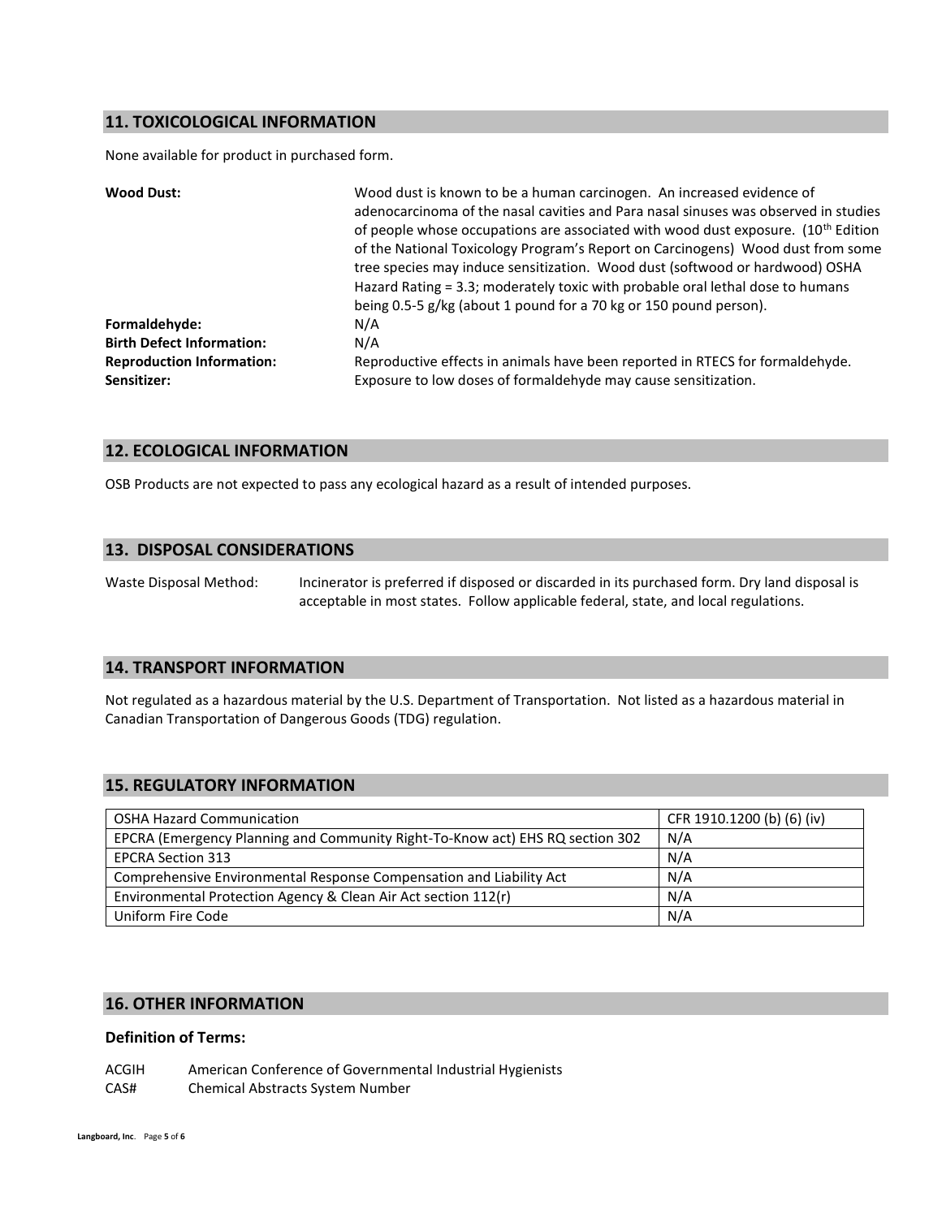## 11. TOXICOLOGICAL INFORMATION

None available for product in purchased form.

**Wood Dust:** Wood dust is known to be a human carcinogen. An increased evidence of adenocarcinoma of the nasal cavities and Para nasal sinuses was observed in studies of people whose occupations are associated with wood dust exposure. (10th Edition of the National Toxicology Program's Report on Carcinogens) Wood dust from some tree species may induce sensitization. Wood dust (softwood or hardwood) OSHA Hazard Rating = 3.3; moderately toxic with probable oral lethal dose to humans being 0.5-5 g/kg (about 1 pound for a 70 kg or 150 pound person).

**Formaldehyde:** N/A

**Birth Defect Information:** N/A

**Reproduction Information:** Reproductive effects in animals have been reported in RTECS for formaldehyde.

**Sensitizer:** Exposure to low doses of formaldehyde may cause sensitization.

## 12. ECOLOGICAL INFORMATION

OSB Products are not expected to pass any ecological hazard as a result of intended purposes.

## 13. DISPOSAL CONSIDERATIONS

Waste Disposal Method: Incinerator is preferred if disposed or discarded in its purchased form. Dry land disposal is acceptable in most states. Follow applicable federal, state, and local regulations.

## 14. TRANSPORT INFORMATION

Not regulated as a hazardous material by the U.S. Department of Transportation. Not listed as a hazardous material in Canadian Transportation of Dangerous Goods (TDG) regulation.

## 15. REGULATORY INFORMATION

| OSHA Hazard Communication | CFR 1910.1200 (b) (6) (iv) |
|---|---|
| EPCRA (Emergency Planning and Community Right-To-Know act) EHS RQ section 302 | N/A |
| EPCRA Section 313 | N/A |
| Comprehensive Environmental Response Compensation and Liability Act | N/A |
| Environmental Protection Agency & Clean Air Act section 112(r) | N/A |
| Uniform Fire Code | N/A |

## 16. OTHER INFORMATION

### Definition of Terms:

ACGIH American Conference of Governmental Industrial Hygienists

CAS# Chemical Abstracts System Number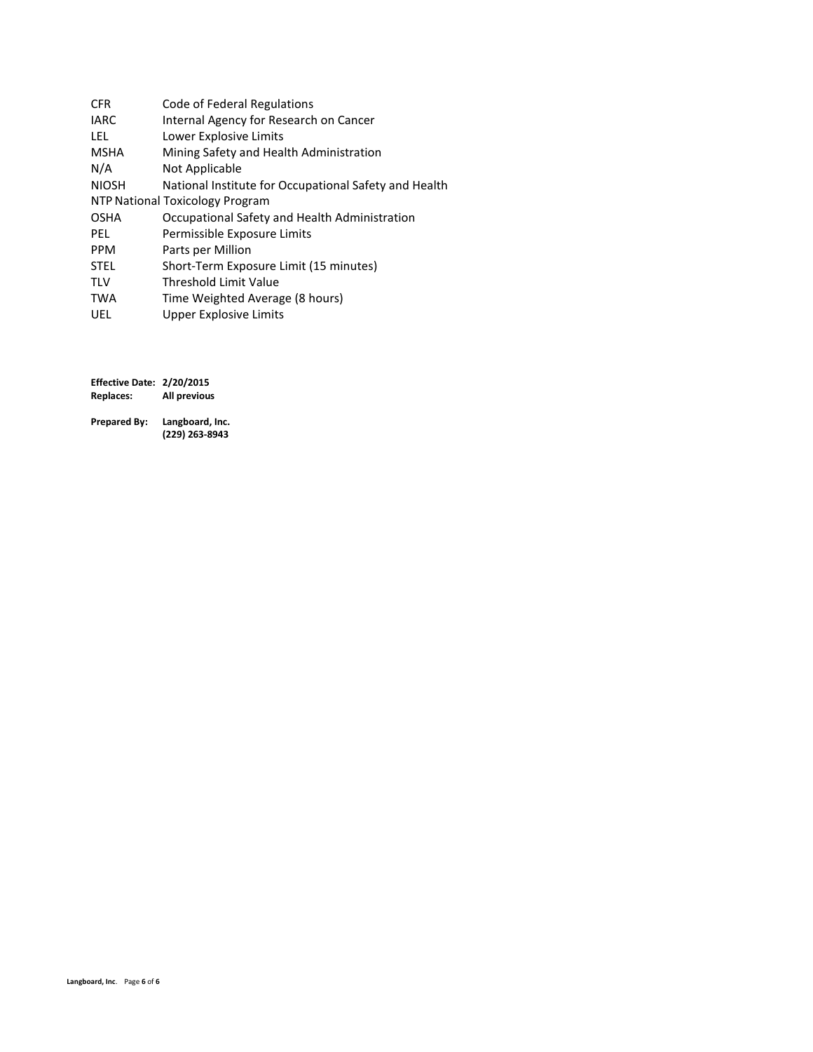| | |
|---|---|
| CFR | Code of Federal Regulations |
| IARC | Internal Agency for Research on Cancer |
| LEL | Lower Explosive Limits |
| MSHA | Mining Safety and Health Administration |
| N/A | Not Applicable |
| NIOSH | National Institute for Occupational Safety and Health |
| NTP | National Toxicology Program |
| OSHA | Occupational Safety and Health Administration |
| PEL | Permissible Exposure Limits |
| PPM | Parts per Million |
| STEL | Short-Term Exposure Limit (15 minutes) |
| TLV | Threshold Limit Value |
| TWA | Time Weighted Average (8 hours) |
| UEL | Upper Explosive Limits |

**Effective Date:** **2/20/2015**
**Replaces:** **All previous**

**Prepared By:** **Langboard, Inc.**
**(229) 263-8943**